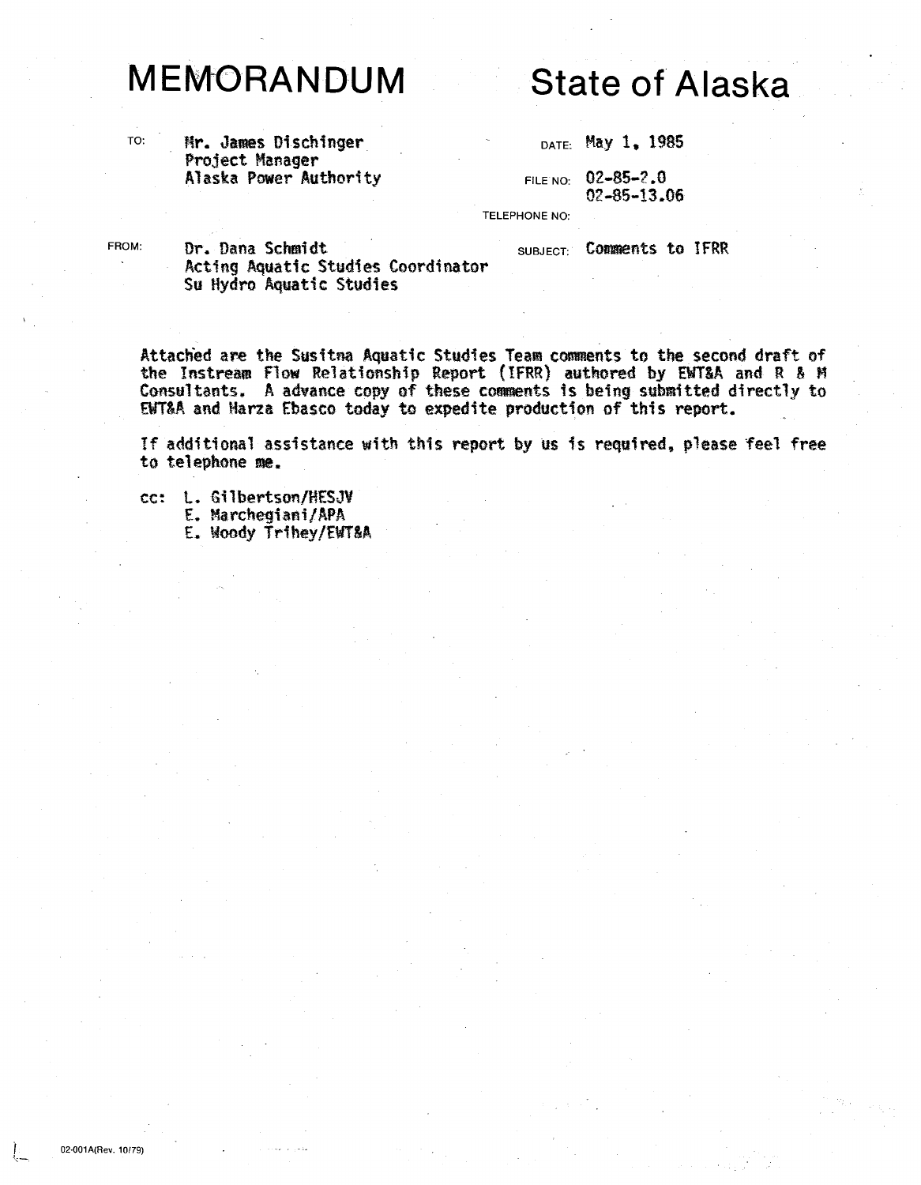# MEMORANDUM

# State of Alaska

TO: Mr. James Dischinger
Project Manager
Alaska Power Authority

DATE: May 1, 1985

FILE NO: 02-85-2.0
02-85-13.06

TELEPHONE NO:

FROM: Dr. Dana Schmidt
Acting Aquatic Studies Coordinator
Su Hydro Aquatic Studies

SUBJECT: Comments to IFRR

Attached are the Susitna Aquatic Studies Team comments to the second draft of the Instream Flow Relationship Report (IFRR) authored by EWT&A and R & M Consultants. A advance copy of these comments is being submitted directly to EWT&A and Harza Ebasco today to expedite production of this report.

If additional assistance with this report by us is required, please feel free to telephone me.

cc: L. Gilbertson/HESJV
E. Marchegiani/APA
E. Woody Trihey/EWT&A

02-001A(Rev. 10/79)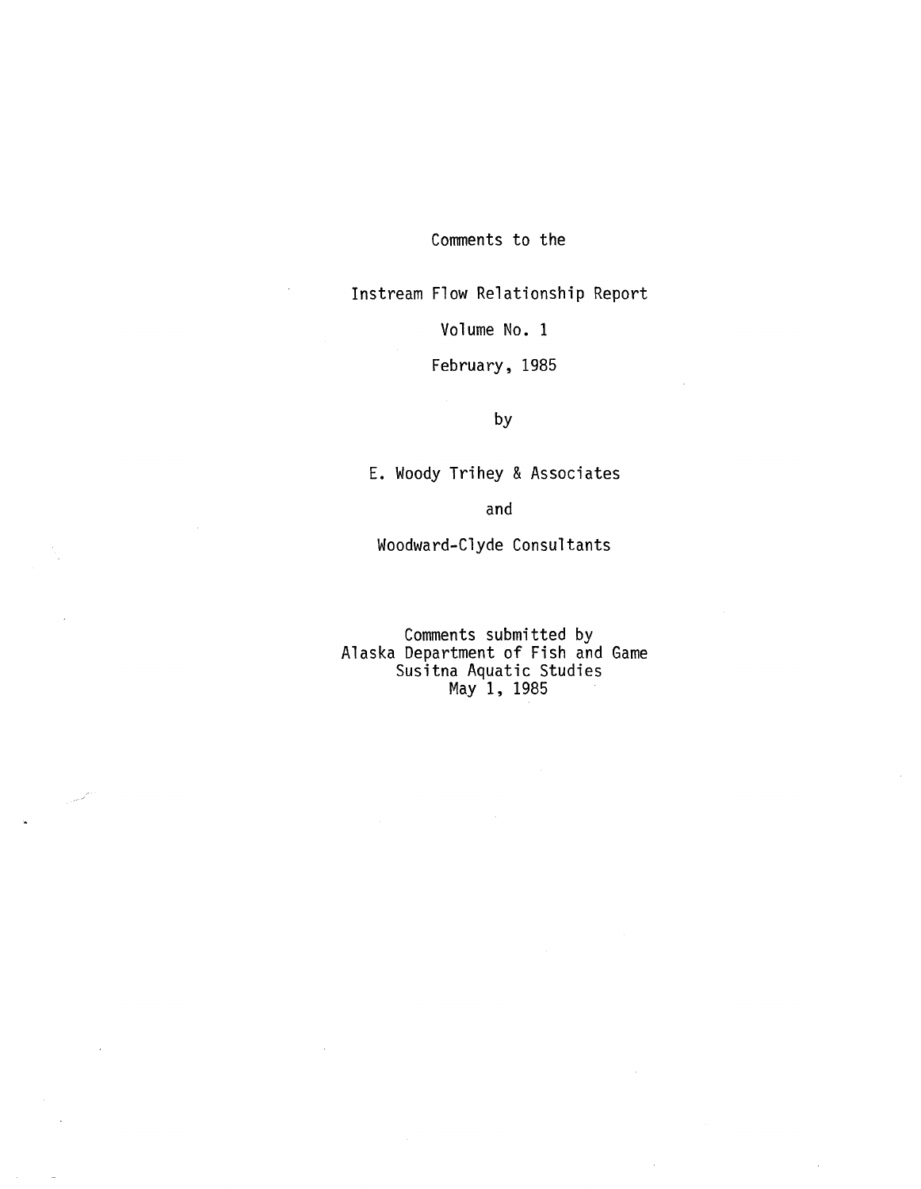Comments to the

Instream Flow Relationship Report

Volume No. 1

February, 1985

by

E. Woody Trihey & Associates

and

Woodward-Clyde Consultants

Comments submitted by
Alaska Department of Fish and Game
Susitna Aquatic Studies
May 1, 1985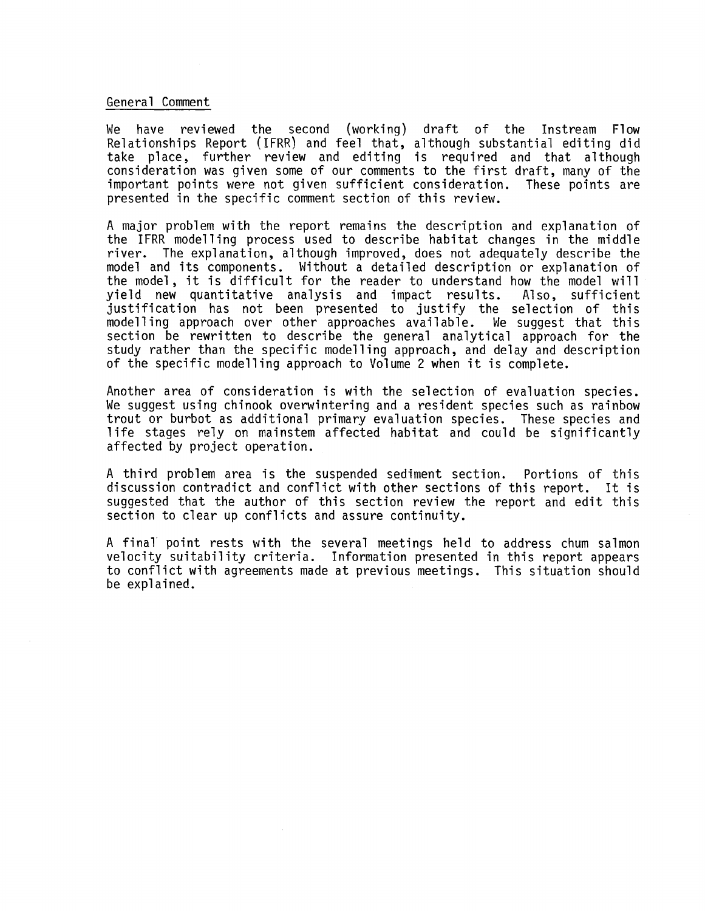## General Comment

We have reviewed the second (working) draft of the Instream Flow Relationships Report (IFRR) and feel that, although substantial editing did take place, further review and editing is required and that although consideration was given some of our comments to the first draft, many of the important points were not given sufficient consideration. These points are presented in the specific comment section of this review.

A major problem with the report remains the description and explanation of the IFRR modelling process used to describe habitat changes in the middle river. The explanation, although improved, does not adequately describe the model and its components. Without a detailed description or explanation of the model, it is difficult for the reader to understand how the model will yield new quantitative analysis and impact results. Also, sufficient justification has not been presented to justify the selection of this modelling approach over other approaches available. We suggest that this section be rewritten to describe the general analytical approach for the study rather than the specific modelling approach, and delay and description of the specific modelling approach to Volume 2 when it is complete.

Another area of consideration is with the selection of evaluation species. We suggest using chinook overwintering and a resident species such as rainbow trout or burbot as additional primary evaluation species. These species and life stages rely on mainstem affected habitat and could be significantly affected by project operation.

A third problem area is the suspended sediment section. Portions of this discussion contradict and conflict with other sections of this report. It is suggested that the author of this section review the report and edit this section to clear up conflicts and assure continuity.

A final point rests with the several meetings held to address chum salmon velocity suitability criteria. Information presented in this report appears to conflict with agreements made at previous meetings. This situation should be explained.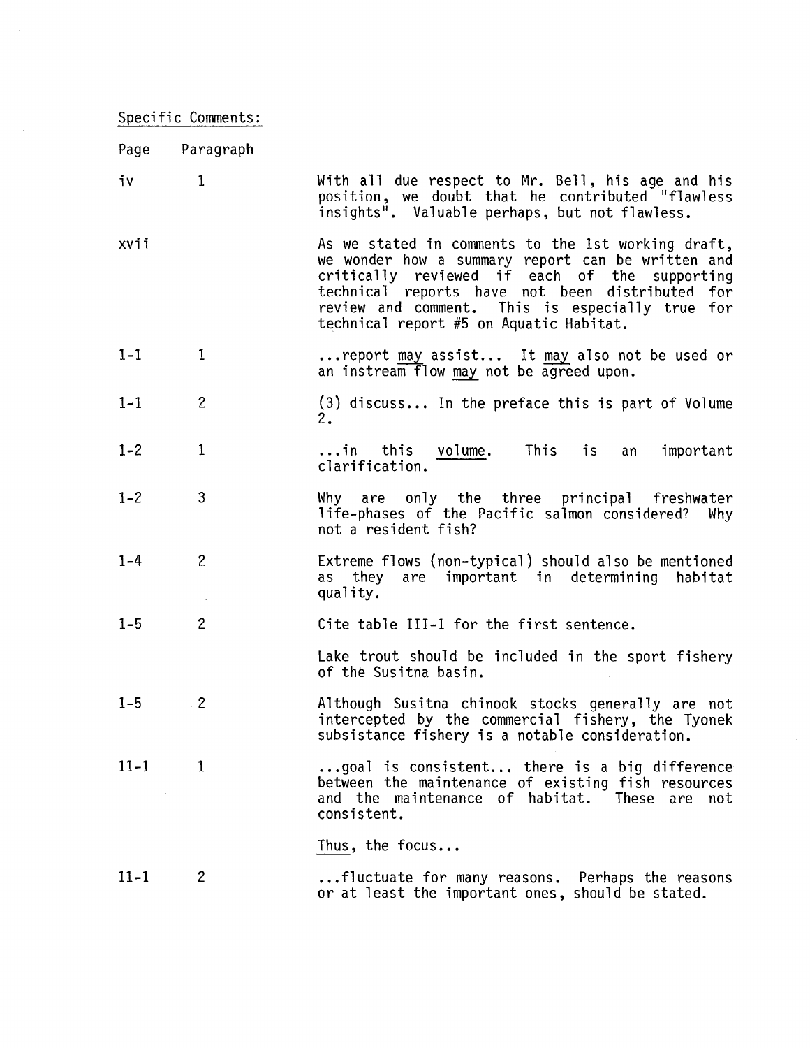Specific Comments:

| Page | Paragraph | |
|---|---|---|
| iv | 1 | With all due respect to Mr. Bell, his age and his position, we doubt that he contributed "flawless insights". Valuable perhaps, but not flawless. |
| xvii | | As we stated in comments to the 1st working draft, we wonder how a summary report can be written and critically reviewed if each of the supporting technical reports have not been distributed for review and comment. This is especially true for technical report #5 on Aquatic Habitat. |
| 1-1 | 1 | ...report <u>may</u> assist... It <u>may</u> also not be used or an instream flow <u>may</u> not be agreed upon. |
| 1-1 | 2 | (3) discuss... In the preface this is part of Volume 2. |
| 1-2 | 1 | ...in this <u>volume</u>. This is an important clarification. |
| 1-2 | 3 | Why are only the three principal freshwater life-phases of the Pacific salmon considered? Why not a resident fish? |
| 1-4 | 2 | Extreme flows (non-typical) should also be mentioned as they are important in determining habitat quality. |
| 1-5 | 2 | Cite table III-1 for the first sentence.<br><br>Lake trout should be included in the sport fishery of the Susitna basin. |
| 1-5 | 2 | Although Susitna chinook stocks generally are not intercepted by the commercial fishery, the Tyonek subsistance fishery is a notable consideration. |
| 11-1 | 1 | ...goal is consistent... there is a big difference between the maintenance of existing fish resources and the maintenance of habitat. These are not consistent.<br><br><u>Thus</u>, the focus... |
| 11-1 | 2 | ...fluctuate for many reasons. Perhaps the reasons or at least the important ones, should be stated. |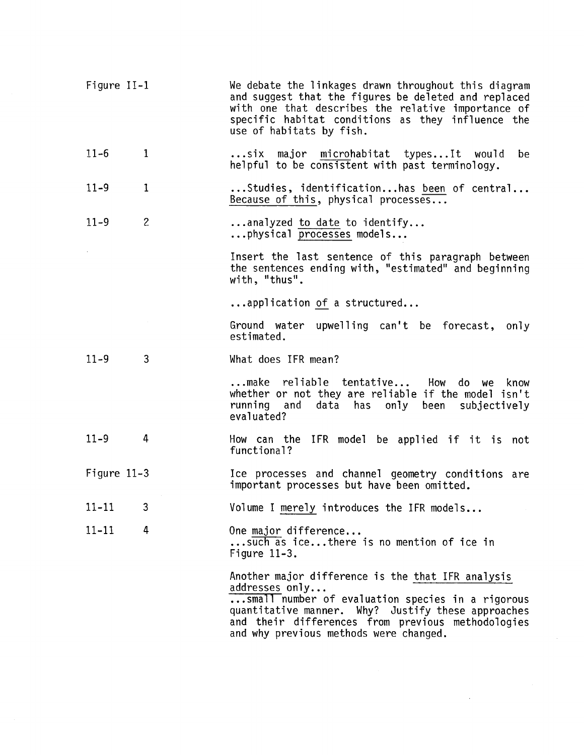| | | |
|---|---|---|
| Figure II-1 | | We debate the linkages drawn throughout this diagram and suggest that the figures be deleted and replaced with one that describes the relative importance of specific habitat conditions as they influence the use of habitats by fish. |
| 11-6 | 1 | ...six major <u>micro</u>habitat types...It would be helpful to be consistent with past terminology. |
| 11-9 | 1 | ...Studies, identification...has <u>been</u> of central... <u>Because of this</u>, physical processes... |
| 11-9 | 2 | ...analyzed <u>to date</u> to identify...<br>...physical <u>processes</u> models...<br><br>Insert the last sentence of this paragraph between the sentences ending with, "estimated" and beginning with, "thus".<br><br>...application <u>of</u> a structured...<br><br>Ground water upwelling can't be forecast, only estimated. |
| 11-9 | 3 | What does IFR mean?<br><br>...make reliable tentative... How do we know whether or not they are reliable if the model isn't running and data has only been subjectively evaluated? |
| 11-9 | 4 | How can the IFR model be applied if it is not functional? |
| Figure 11-3 | | Ice processes and channel geometry conditions are important processes but have been omitted. |
| 11-11 | 3 | Volume I <u>merely</u> introduces the IFR models... |
| 11-11 | 4 | One <u>major</u> difference...<br>...<u>such</u> as ice...there is no mention of ice in Figure 11-3.<br><br>Another major difference is the <u>that IFR analysis addresses</u> only...<br>...<u>small</u> number of evaluation species in a rigorous quantitative manner. Why? Justify these approaches and their differences from previous methodologies and why previous methods were changed. |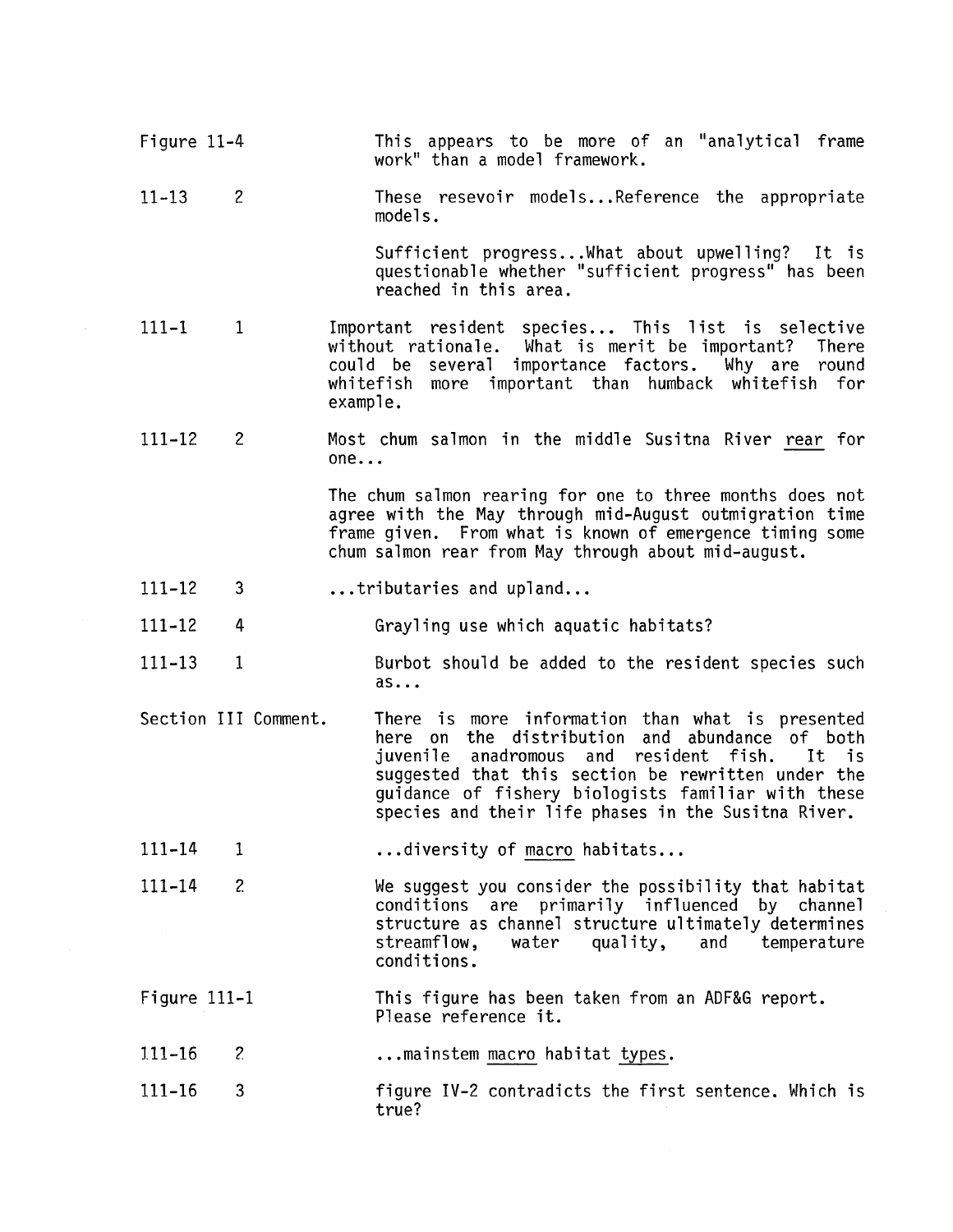| | | |
|---|---|---|
| Figure 11-4 | | This appears to be more of an "analytical frame work" than a model framework. |
| 11-13 | 2 | These resevoir models...Reference the appropriate models. |
| | | Sufficient progress...What about upwelling? It is questionable whether "sufficient progress" has been reached in this area. |
| 111-1 | 1 | Important resident species... This list is selective without rationale. What is merit be important? There could be several importance factors. Why are round whitefish more important than humback whitefish for example. |
| 111-12 | 2 | Most chum salmon in the middle Susitna River <u>rear</u> for one... |
| | | The chum salmon rearing for one to three months does not agree with the May through mid-August outmigration time frame given. From what is known of emergence timing some chum salmon rear from May through about mid-august. |
| 111-12 | 3 | ...tributaries and upland... |
| 111-12 | 4 | Grayling use which aquatic habitats? |
| 111-13 | 1 | Burbot should be added to the resident species such as... |
| Section III Comment. | | There is more information than what is presented here on the distribution and abundance of both juvenile anadromous and resident fish. It is suggested that this section be rewritten under the guidance of fishery biologists familiar with these species and their life phases in the Susitna River. |
| 111-14 | 1 | ...diversity of <u>macro</u> habitats... |
| 111-14 | 2 | We suggest you consider the possibility that habitat conditions are primarily influenced by channel structure as channel structure ultimately determines streamflow, water quality, and temperature conditions. |
| Figure 111-1 | | This figure has been taken from an ADF&G report. Please reference it. |
| 111-16 | 2 | ...mainstem <u>macro</u> habitat <u>types</u>. |
| 111-16 | 3 | figure IV-2 contradicts the first sentence. Which is true? |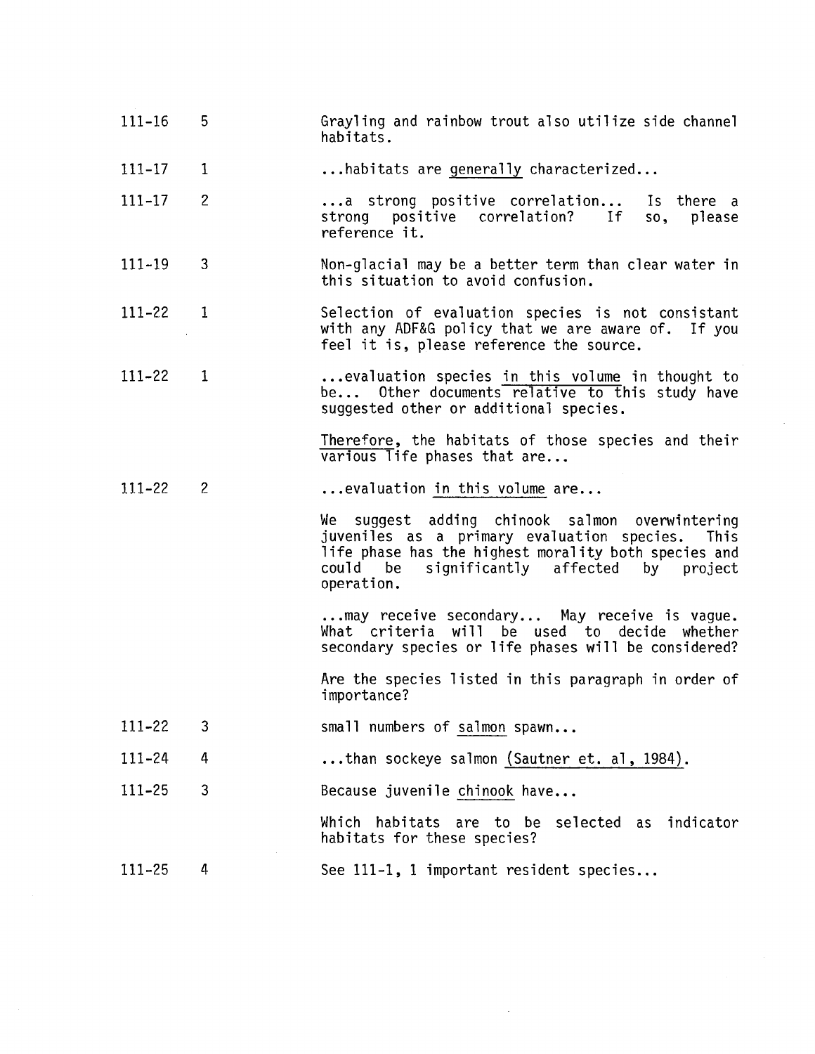| | | |
|---|---|---|
| 111-16 | 5 | Grayling and rainbow trout also utilize side channel habitats. |
| 111-17 | 1 | ...habitats are <u>generally</u> characterized... |
| 111-17 | 2 | ...a strong positive correlation... Is there a strong positive correlation? If so, please reference it. |
| 111-19 | 3 | Non-glacial may be a better term than clear water in this situation to avoid confusion. |
| 111-22 | 1 | Selection of evaluation species is not consistant with any ADF&G policy that we are aware of. If you feel it is, please reference the source. |
| 111-22 | 1 | ...evaluation species <u>in this volume</u> in thought to be... Other documents relative to this study have suggested other or additional species.<br><br><u>Therefore</u>, the habitats of those species and their various life phases that are... |
| 111-22 | 2 | ...evaluation <u>in this volume</u> are...<br><br>We suggest adding chinook salmon overwintering juveniles as a primary evaluation species. This life phase has the highest morality both species and could be significantly affected by project operation.<br><br>...may receive secondary... May receive is vague. What criteria will be used to decide whether secondary species or life phases will be considered?<br><br>Are the species listed in this paragraph in order of importance? |
| 111-22 | 3 | small numbers of <u>salmon</u> spawn... |
| 111-24 | 4 | ...than sockeye salmon <u>(Sautner et. al, 1984)</u>. |
| 111-25 | 3 | Because juvenile <u>chinook</u> have...<br><br>Which habitats are to be selected as indicator habitats for these species? |
| 111-25 | 4 | See 111-1, 1 important resident species... |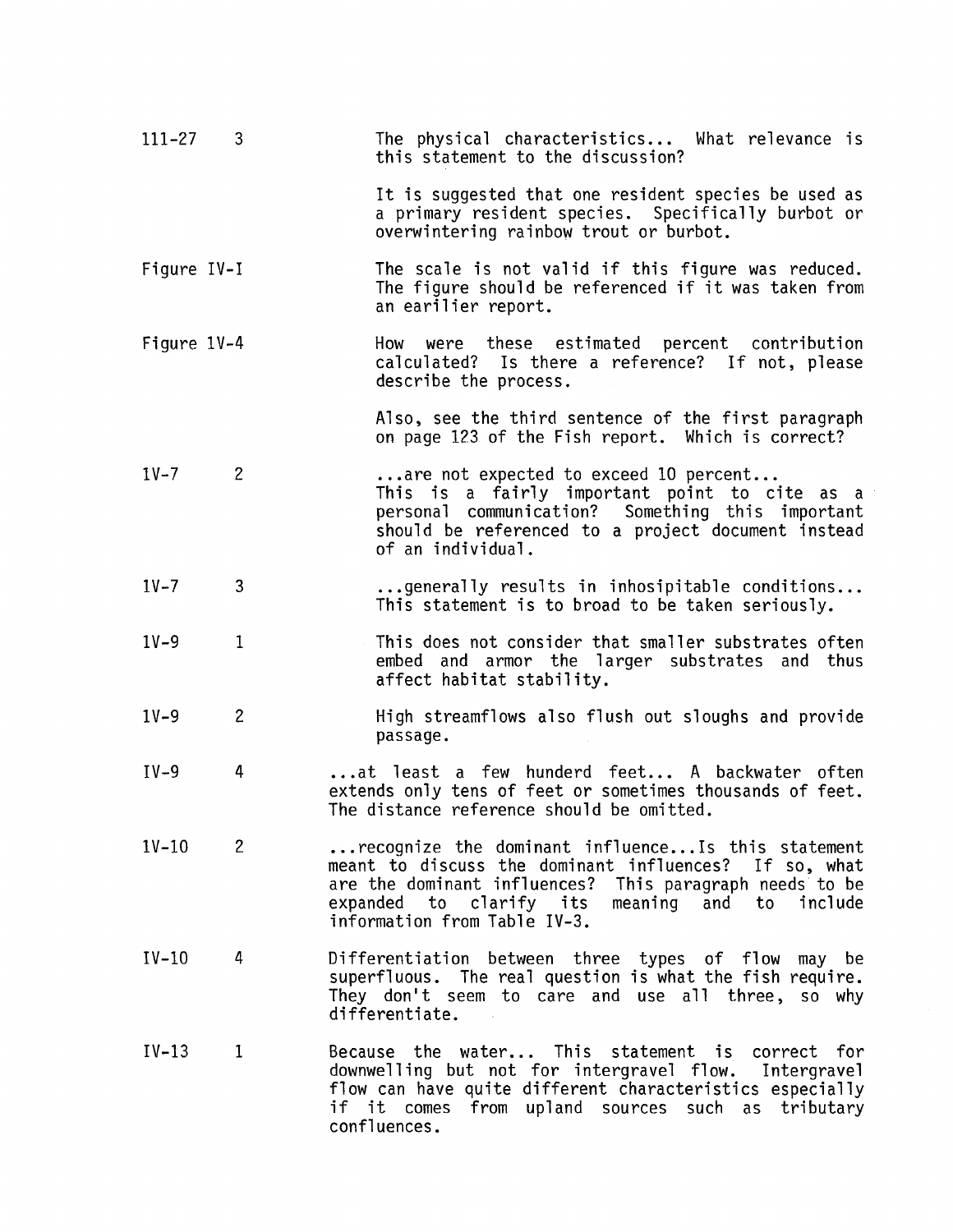| | | |
|---|---|---|
| 111-27 | 3 | The physical characteristics... What relevance is this statement to the discussion? |
| | | It is suggested that one resident species be used as a primary resident species. Specifically burbot or overwintering rainbow trout or burbot. |
| Figure IV-I | | The scale is not valid if this figure was reduced. The figure should be referenced if it was taken from an earilier report. |
| Figure 1V-4 | | How were these estimated percent contribution calculated? Is there a reference? If not, please describe the process. |
| | | Also, see the third sentence of the first paragraph on page 123 of the Fish report. Which is correct? |
| 1V-7 | 2 | ...are not expected to exceed 10 percent... This is a fairly important point to cite as a personal communication? Something this important should be referenced to a project document instead of an individual. |
| 1V-7 | 3 | ...generally results in inhosipitable conditions... This statement is to broad to be taken seriously. |
| 1V-9 | 1 | This does not consider that smaller substrates often embed and armor the larger substrates and thus affect habitat stability. |
| 1V-9 | 2 | High streamflows also flush out sloughs and provide passage. |
| IV-9 | 4 | ...at least a few hunderd feet... A backwater often extends only tens of feet or sometimes thousands of feet. The distance reference should be omitted. |
| 1V-10 | 2 | ...recognize the dominant influence...Is this statement meant to discuss the dominant influences? If so, what are the dominant influences? This paragraph needs to be expanded to clarify its meaning and to include information from Table IV-3. |
| IV-10 | 4 | Differentiation between three types of flow may be superfluous. The real question is what the fish require. They don't seem to care and use all three, so why differentiate. |
| IV-13 | 1 | Because the water... This statement is correct for downwelling but not for intergravel flow. Intergravel flow can have quite different characteristics especially if it comes from upland sources such as tributary confluences. |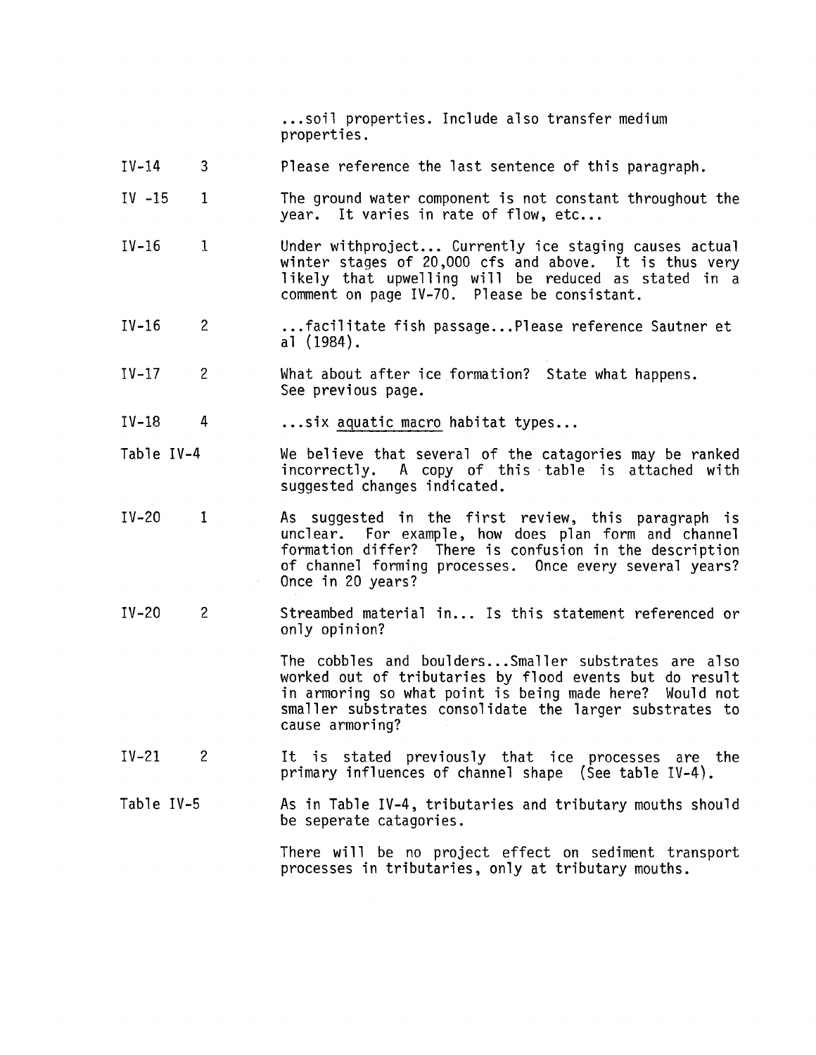...soil properties. Include also transfer medium properties.

| Page | Paragraph | Comment |
|---|---|---|
| IV-14 | 3 | Please reference the last sentence of this paragraph. |
| IV -15 | 1 | The ground water component is not constant throughout the year. It varies in rate of flow, etc... |
| IV-16 | 1 | Under withproject... Currently ice staging causes actual winter stages of 20,000 cfs and above. It is thus very likely that upwelling will be reduced as stated in a comment on page IV-70. Please be consistant. |
| IV-16 | 2 | ...facilitate fish passage...Please reference Sautner et al (1984). |
| IV-17 | 2 | What about after ice formation? State what happens. See previous page. |
| IV-18 | 4 | ...six <u>aquatic macro</u> habitat types... |
| Table IV-4 | | We believe that several of the catagories may be ranked incorrectly. A copy of this table is attached with suggested changes indicated. |
| IV-20 | 1 | As suggested in the first review, this paragraph is unclear. For example, how does plan form and channel formation differ? There is confusion in the description of channel forming processes. Once every several years? Once in 20 years? |
| IV-20 | 2 | Streambed material in... Is this statement referenced or only opinion?<br><br>The cobbles and boulders...Smaller substrates are also worked out of tributaries by flood events but do result in armoring so what point is being made here? Would not smaller substrates consolidate the larger substrates to cause armoring? |
| IV-21 | 2 | It is stated previously that ice processes are the primary influences of channel shape (See table IV-4). |
| Table IV-5 | | As in Table IV-4, tributaries and tributary mouths should be seperate catagories.<br><br>There will be no project effect on sediment transport processes in tributaries, only at tributary mouths. |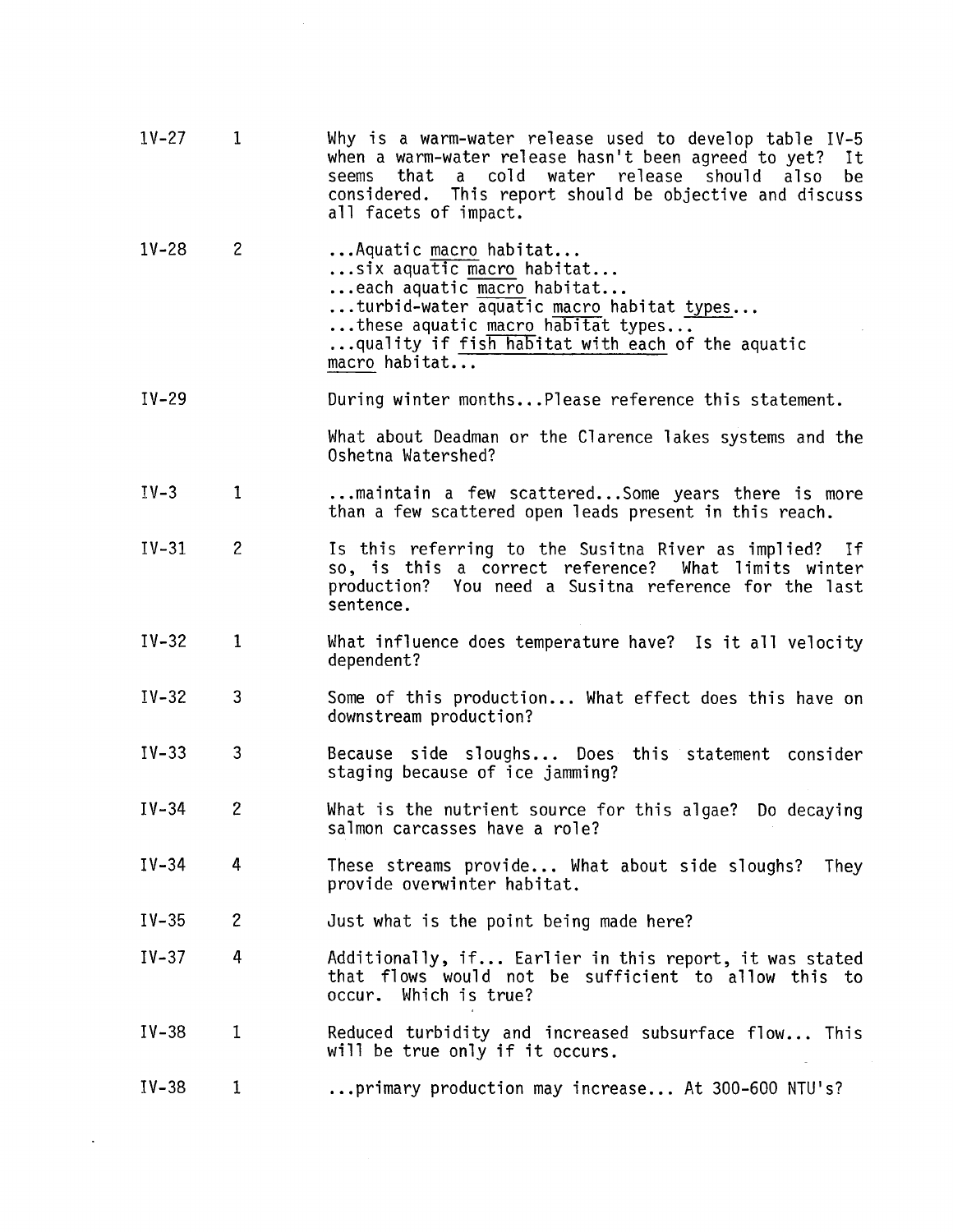| | | |
|---|---|---|
| 1V-27 | 1 | Why is a warm-water release used to develop table IV-5 when a warm-water release hasn't been agreed to yet? It seems that a cold water release should also be considered. This report should be objective and discuss all facets of impact. |
| 1V-28 | 2 | ...Aquatic <u>macro</u> habitat...<br>...six aquatic <u>macro</u> habitat...<br>...each aquatic <u>macro</u> habitat...<br>...turbid-water aquatic <u>macro</u> habitat <u>types</u>...<br>...these aquatic <u>macro</u> habitat types...<br>...quality if <u>fish habitat with each</u> of the aquatic <u>macro</u> habitat... |
| IV-29 | | During winter months...Please reference this statement.<br><br>What about Deadman or the Clarence lakes systems and the Oshetna Watershed? |
| IV-3 | 1 | ...maintain a few scattered...Some years there is more than a few scattered open leads present in this reach. |
| IV-31 | 2 | Is this referring to the Susitna River as implied? If so, is this a correct reference? What limits winter production? You need a Susitna reference for the last sentence. |
| IV-32 | 1 | What influence does temperature have? Is it all velocity dependent? |
| IV-32 | 3 | Some of this production... What effect does this have on downstream production? |
| IV-33 | 3 | Because side sloughs... Does this statement consider staging because of ice jamming? |
| IV-34 | 2 | What is the nutrient source for this algae? Do decaying salmon carcasses have a role? |
| IV-34 | 4 | These streams provide... What about side sloughs? They provide overwinter habitat. |
| IV-35 | 2 | Just what is the point being made here? |
| IV-37 | 4 | Additionally, if... Earlier in this report, it was stated that flows would not be sufficient to allow this to occur. Which is true? |
| IV-38 | 1 | Reduced turbidity and increased subsurface flow... This will be true only if it occurs. |
| IV-38 | 1 | ...primary production may increase... At 300-600 NTU's? |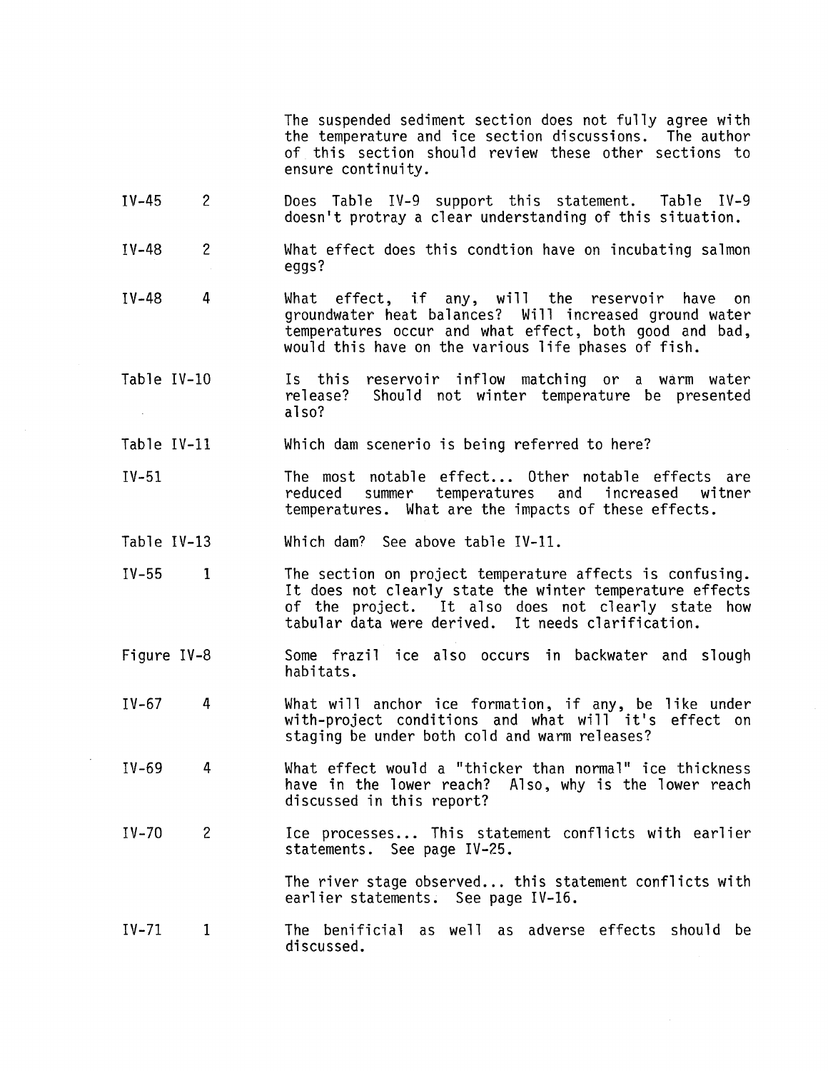The suspended sediment section does not fully agree with the temperature and ice section discussions. The author of this section should review these other sections to ensure continuity.

| | | |
|---|---|---|
| IV-45 | 2 | Does Table IV-9 support this statement. Table IV-9 doesn't protray a clear understanding of this situation. |
| IV-48 | 2 | What effect does this condtion have on incubating salmon eggs? |
| IV-48 | 4 | What effect, if any, will the reservoir have on groundwater heat balances? Will increased ground water temperatures occur and what effect, both good and bad, would this have on the various life phases of fish. |
| Table IV-10 | | Is this reservoir inflow matching or a warm water release? Should not winter temperature be presented also? |
| Table IV-11 | | Which dam scenerio is being referred to here? |
| IV-51 | | The most notable effect... Other notable effects are reduced summer temperatures and increased witner temperatures. What are the impacts of these effects. |
| Table IV-13 | | Which dam? See above table IV-11. |
| IV-55 | 1 | The section on project temperature affects is confusing. It does not clearly state the winter temperature effects of the project. It also does not clearly state how tabular data were derived. It needs clarification. |
| Figure IV-8 | | Some frazil ice also occurs in backwater and slough habitats. |
| IV-67 | 4 | What will anchor ice formation, if any, be like under with-project conditions and what will it's effect on staging be under both cold and warm releases? |
| IV-69 | 4 | What effect would a "thicker than normal" ice thickness have in the lower reach? Also, why is the lower reach discussed in this report? |
| IV-70 | 2 | Ice processes... This statement conflicts with earlier statements. See page IV-25. |
| | | The river stage observed... this statement conflicts with earlier statements. See page IV-16. |
| IV-71 | 1 | The benificial as well as adverse effects should be discussed. |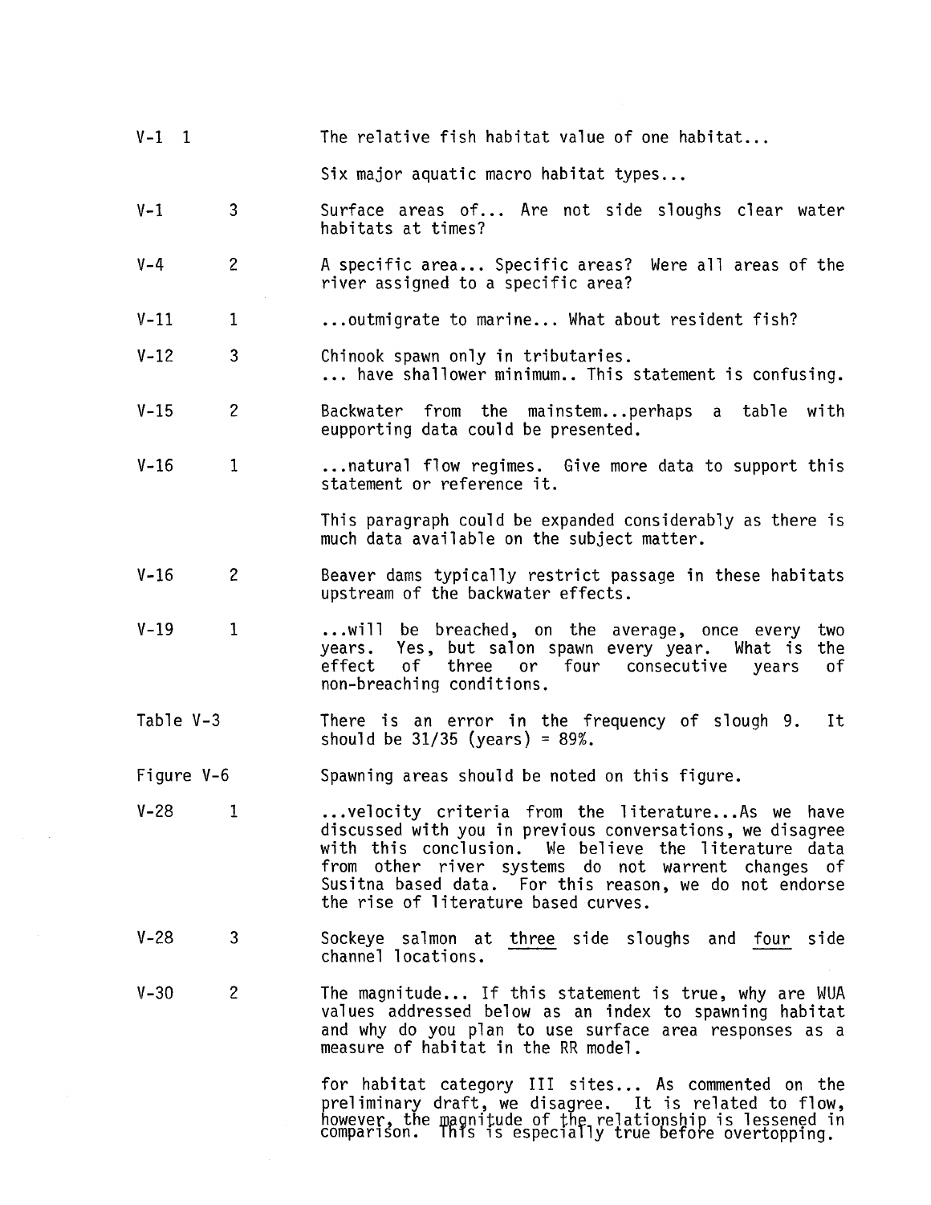| | | |
|---|---|---|
| V-1 | 1 | The relative fish habitat value of one habitat...<br><br>Six major aquatic macro habitat types... |
| V-1 | 3 | Surface areas of... Are not side sloughs clear water habitats at times? |
| V-4 | 2 | A specific area... Specific areas? Were all areas of the river assigned to a specific area? |
| V-11 | 1 | ...outmigrate to marine... What about resident fish? |
| V-12 | 3 | Chinook spawn only in tributaries.<br>... have shallower minimum.. This statement is confusing. |
| V-15 | 2 | Backwater from the mainstem...perhaps a table with eupporting data could be presented. |
| V-16 | 1 | ...natural flow regimes. Give more data to support this statement or reference it.<br><br>This paragraph could be expanded considerably as there is much data available on the subject matter. |
| V-16 | 2 | Beaver dams typically restrict passage in these habitats upstream of the backwater effects. |
| V-19 | 1 | ...will be breached, on the average, once every two years. Yes, but salon spawn every year. What is the effect of three or four consecutive years of non-breaching conditions. |
| Table V-3 | | There is an error in the frequency of slough 9. It should be 31/35 (years) = 89%. |
| Figure V-6 | | Spawning areas should be noted on this figure. |
| V-28 | 1 | ...velocity criteria from the literature...As we have discussed with you in previous conversations, we disagree with this conclusion. We believe the literature data from other river systems do not warrent changes of Susitna based data. For this reason, we do not endorse the rise of literature based curves. |
| V-28 | 3 | Sockeye salmon at <u>three</u> side sloughs and <u>four</u> side channel locations. |
| V-30 | 2 | The magnitude... If this statement is true, why are WUA values addressed below as an index to spawning habitat and why do you plan to use surface area responses as a measure of habitat in the RR model.<br><br>for habitat category III sites... As commented on the preliminary draft, we disagree. It is related to flow, however, the magnitude of the relationship is lessened in comparison. This is especially true before overtopping. |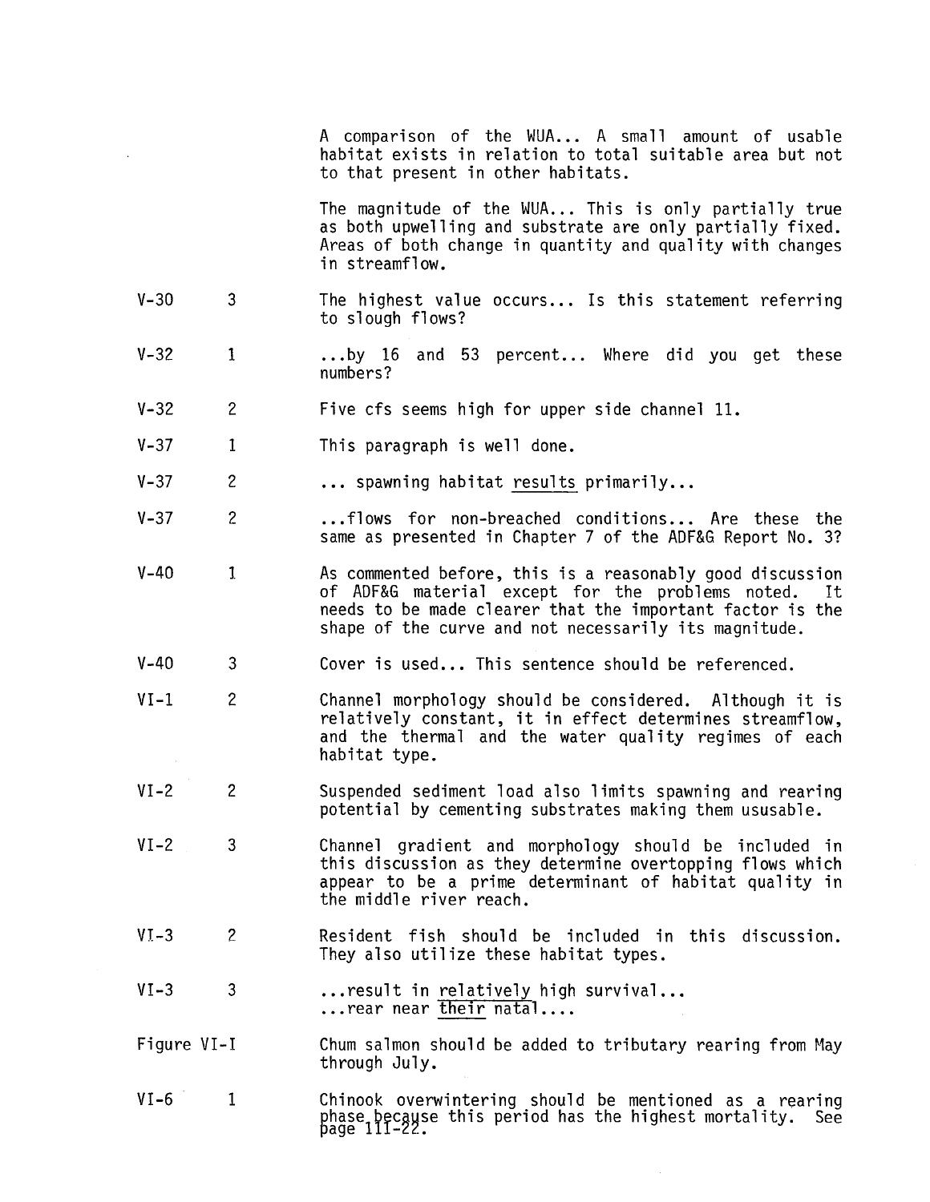A comparison of the WUA... A small amount of usable habitat exists in relation to total suitable area but not to that present in other habitats.

The magnitude of the WUA... This is only partially true as both upwelling and substrate are only partially fixed. Areas of both change in quantity and quality with changes in streamflow.

| | | |
|---|---|---|
| V-30 | 3 | The highest value occurs... Is this statement referring to slough flows? |
| V-32 | 1 | ...by 16 and 53 percent... Where did you get these numbers? |
| V-32 | 2 | Five cfs seems high for upper side channel 11. |
| V-37 | 1 | This paragraph is well done. |
| V-37 | 2 | ... spawning habitat <u>results</u> primarily... |
| V-37 | 2 | ...flows for non-breached conditions... Are these the same as presented in Chapter 7 of the ADF&G Report No. 3? |
| V-40 | 1 | As commented before, this is a reasonably good discussion of ADF&G material except for the problems noted. It needs to be made clearer that the important factor is the shape of the curve and not necessarily its magnitude. |
| V-40 | 3 | Cover is used... This sentence should be referenced. |
| VI-1 | 2 | Channel morphology should be considered. Although it is relatively constant, it in effect determines streamflow, and the thermal and the water quality regimes of each habitat type. |
| VI-2 | 2 | Suspended sediment load also limits spawning and rearing potential by cementing substrates making them ususable. |
| VI-2 | 3 | Channel gradient and morphology should be included in this discussion as they determine overtopping flows which appear to be a prime determinant of habitat quality in the middle river reach. |
| VI-3 | 2 | Resident fish should be included in this discussion. They also utilize these habitat types. |
| VI-3 | 3 | ...result in <u>relatively</u> high survival...<br>...rear near <u>their</u> natal.... |
| Figure VI-I | | Chum salmon should be added to tributary rearing from May through July. |
| VI-6 | 1 | Chinook overwintering should be mentioned as a rearing phase because this period has the highest mortality. See page III-22. |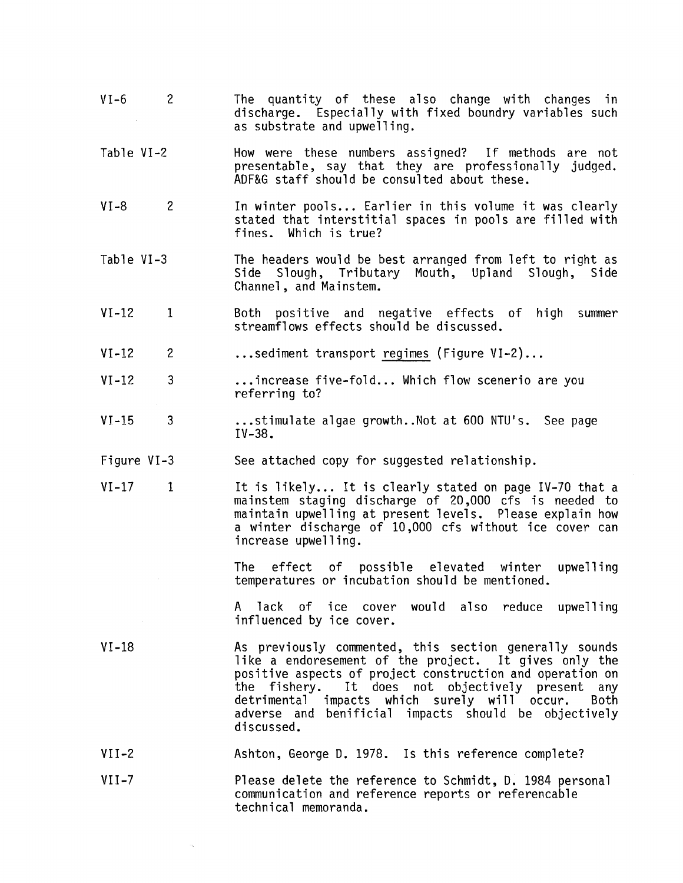| | |
|---|---|
| VI-6 2 | The quantity of these also change with changes in discharge. Especially with fixed boundry variables such as substrate and upwelling. |
| Table VI-2 | How were these numbers assigned? If methods are not presentable, say that they are professionally judged. ADF&G staff should be consulted about these. |
| VI-8 2 | In winter pools... Earlier in this volume it was clearly stated that interstitial spaces in pools are filled with fines. Which is true? |
| Table VI-3 | The headers would be best arranged from left to right as Side Slough, Tributary Mouth, Upland Slough, Side Channel, and Mainstem. |
| VI-12 1 | Both positive and negative effects of high summer streamflows effects should be discussed. |
| VI-12 2 | ...sediment transport <u>regimes</u> (Figure VI-2)... |
| VI-12 3 | ...increase five-fold... Which flow scenerio are you referring to? |
| VI-15 3 | ...stimulate algae growth..Not at 600 NTU's. See page IV-38. |
| Figure VI-3 | See attached copy for suggested relationship. |
| VI-17 1 | It is likely... It is clearly stated on page IV-70 that a mainstem staging discharge of 20,000 cfs is needed to maintain upwelling at present levels. Please explain how a winter discharge of 10,000 cfs without ice cover can increase upwelling.<br><br>The effect of possible elevated winter upwelling temperatures or incubation should be mentioned.<br><br>A lack of ice cover would also reduce upwelling influenced by ice cover. |
| VI-18 | As previously commented, this section generally sounds like a endoresement of the project. It gives only the positive aspects of project construction and operation on the fishery. It does not objectively present any detrimental impacts which surely will occur. Both adverse and benificial impacts should be objectively discussed. |
| VII-2 | Ashton, George D. 1978. Is this reference complete? |
| VII-7 | Please delete the reference to Schmidt, D. 1984 personal communication and reference reports or referencable technical memoranda. |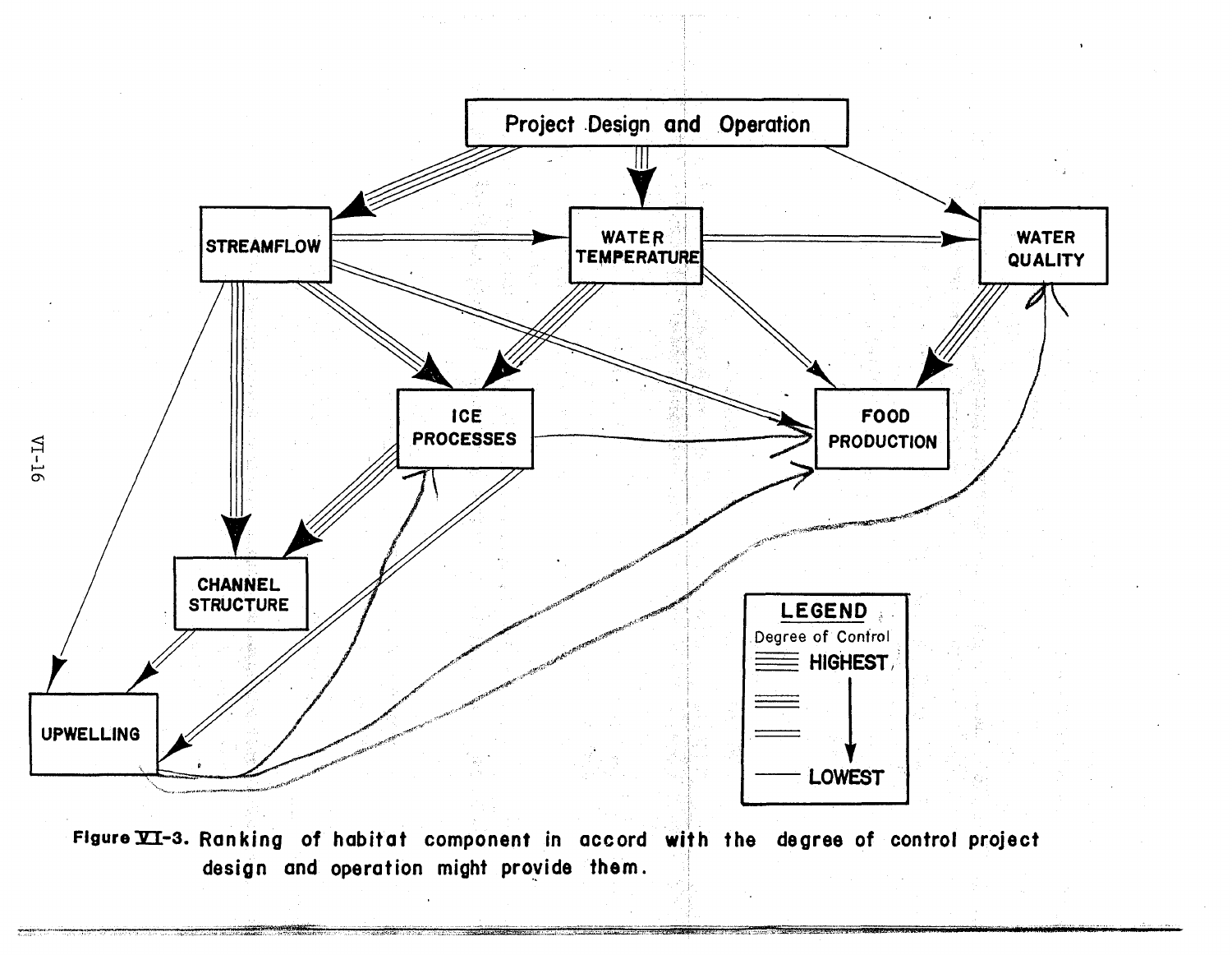Figure VI-3. Ranking of habitat component in accord with the degree of control project design and operation might provide them.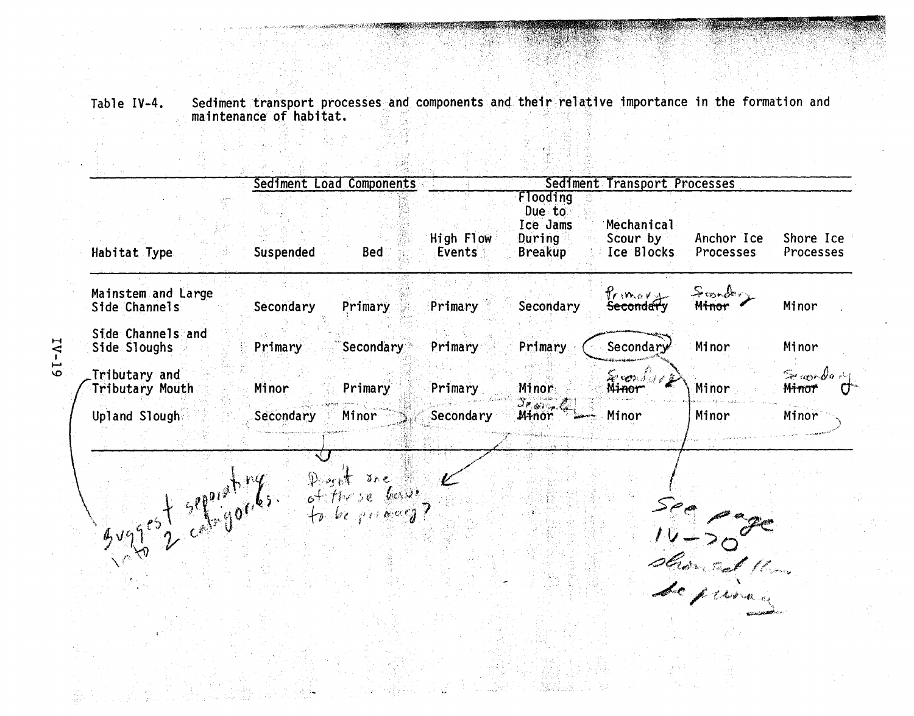Table IV-4. Sediment transport processes and components and their relative importance in the formation and maintenance of habitat.

| Habitat Type | Sediment Load Components | | Sediment Transport Processes | | | | |
|---|---|---|---|---|---|---|---|
| | Suspended | Bed | High Flow Events | Flooding Due to Ice Jams During Breakup | Mechanical Scour by Ice Blocks | Anchor Ice Processes | Shore Ice Processes |
| Mainstem and Large Side Channels | Secondary | Primary | Primary | Secondary | ~~Secondary~~ Primary | ~~Minor~~ Secondary | Minor |
| Side Channels and Side Sloughs | Primary | Secondary | Primary | Primary | Secondary | Minor | Minor |
| Tributary and Tributary Mouth | Minor | Primary | Primary | Minor | ~~Minor~~ Secondary | Minor | ~~Minor~~ Secondary |
| Upland Slough | Secondary | Minor | Secondary | ~~Minor~~ Secondary | Minor | Minor | Minor |

Suggest separating into 2 categories.

Don't one of these have to be primary?

See page IV-20 should be primary